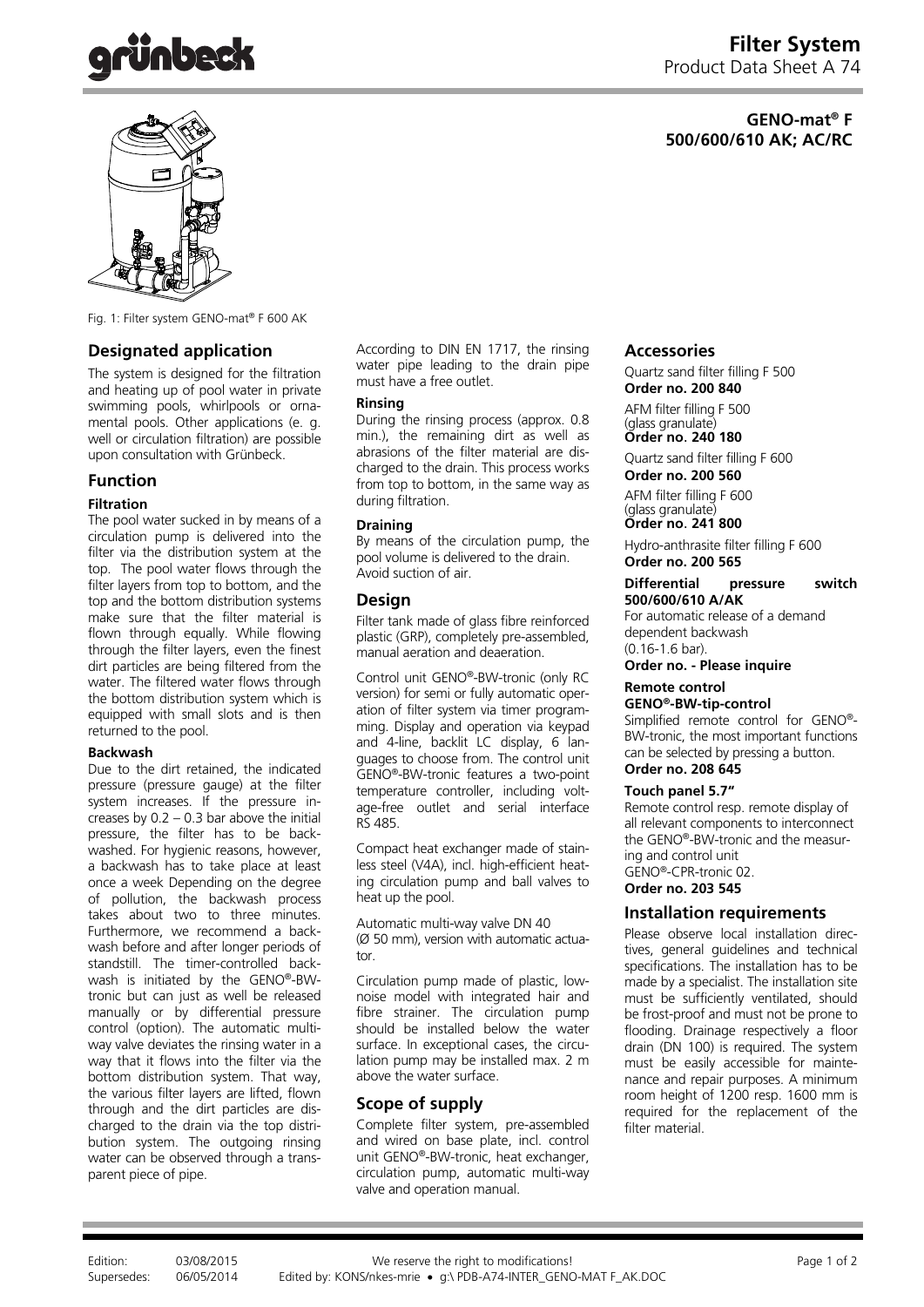# Filter System

Product Data Sheet A 74

**GENO-mat® F 500/600/610 AK; AC/RC**

Fig. 1: Filter system GENO-mat® F 600 AK

## Designated application

The system is designed for the filtration and heating up of pool water in private swimming pools, whirlpools or ornamental pools. Other applications (e. g. well or circulation filtration) are possible upon consultation with Grünbeck.

## Function

### Filtration

The pool water sucked in by means of a circulation pump is delivered into the filter via the distribution system at the top. The pool water flows through the filter layers from top to bottom, and the top and the bottom distribution systems make sure that the filter material is flown through equally. While flowing through the filter layers, even the finest dirt particles are being filtered from the water. The filtered water flows through the bottom distribution system which is equipped with small slots and is then returned to the pool.

### Backwash

Due to the dirt retained, the indicated pressure (pressure gauge) at the filter system increases. If the pressure increases by 0.2 – 0.3 bar above the initial pressure, the filter has to be backwashed. For hygienic reasons, however, a backwash has to take place at least once a week Depending on the degree of pollution, the backwash process takes about two to three minutes. Furthermore, we recommend a backwash before and after longer periods of standstill. The timer-controlled backwash is initiated by the GENO®-BW-tronic but can just as well be released manually or by differential pressure control (option). The automatic multi-way valve deviates the rinsing water in a way that it flows into the filter via the bottom distribution system. That way, the various filter layers are lifted, flown through and the dirt particles are discharged to the drain via the top distribution system. The outgoing rinsing water can be observed through a transparent piece of pipe.

According to DIN EN 1717, the rinsing water pipe leading to the drain pipe must have a free outlet.

### Rinsing

During the rinsing process (approx. 0.8 min.), the remaining dirt as well as abrasions of the filter material are discharged to the drain. This process works from top to bottom, in the same way as during filtration.

### Draining

By means of the circulation pump, the pool volume is delivered to the drain. Avoid suction of air.

## Design

Filter tank made of glass fibre reinforced plastic (GRP), completely pre-assembled, manual aeration and deaeration.

Control unit GENO®-BW-tronic (only RC version) for semi or fully automatic operation of filter system via timer programming. Display and operation via keypad and 4-line, backlit LC display, 6 languages to choose from. The control unit GENO®-BW-tronic features a two-point temperature controller, including voltage-free outlet and serial interface RS 485.

Compact heat exchanger made of stainless steel (V4A), incl. high-efficient heating circulation pump and ball valves to heat up the pool.

Automatic multi-way valve DN 40 (Ø 50 mm), version with automatic actuator.

Circulation pump made of plastic, low-noise model with integrated hair and fibre strainer. The circulation pump should be installed below the water surface. In exceptional cases, the circulation pump may be installed max. 2 m above the water surface.

## Scope of supply

Complete filter system, pre-assembled and wired on base plate, incl. control unit GENO®-BW-tronic, heat exchanger, circulation pump, automatic multi-way valve and operation manual.

## Accessories

Quartz sand filter filling F 500
**Order no. 200 840**

AFM filter filling F 500 (glass granulate)
**Order no. 240 180**

Quartz sand filter filling F 600
**Order no. 200 560**

AFM filter filling F 600 (glass granulate)
**Order no. 241 800**

Hydro-anthrasite filter filling F 600
**Order no. 200 565**

**Differential pressure switch 500/600/610 A/AK**
For automatic release of a demand dependent backwash (0.16-1.6 bar).
**Order no. - Please inquire**

**Remote control GENO®-BW-tip-control**
Simplified remote control for GENO®-BW-tronic, the most important functions can be selected by pressing a button.
**Order no. 208 645**

**Touch panel 5.7"**
Remote control resp. remote display of all relevant components to interconnect the GENO®-BW-tronic and the measuring and control unit GENO®-CPR-tronic 02.
**Order no. 203 545**

## Installation requirements

Please observe local installation directives, general guidelines and technical specifications. The installation has to be made by a specialist. The installation site must be sufficiently ventilated, should be frost-proof and must not be prone to flooding. Drainage respectively a floor drain (DN 100) is required. The system must be easily accessible for maintenance and repair purposes. A minimum room height of 1200 resp. 1600 mm is required for the replacement of the filter material.

Edition: 03/08/2015 Supersedes: 06/05/2014 We reserve the right to modifications! Edited by: KONS/nkes-mrie • g:\ PDB-A74-INTER_GENO-MAT F_AK.DOC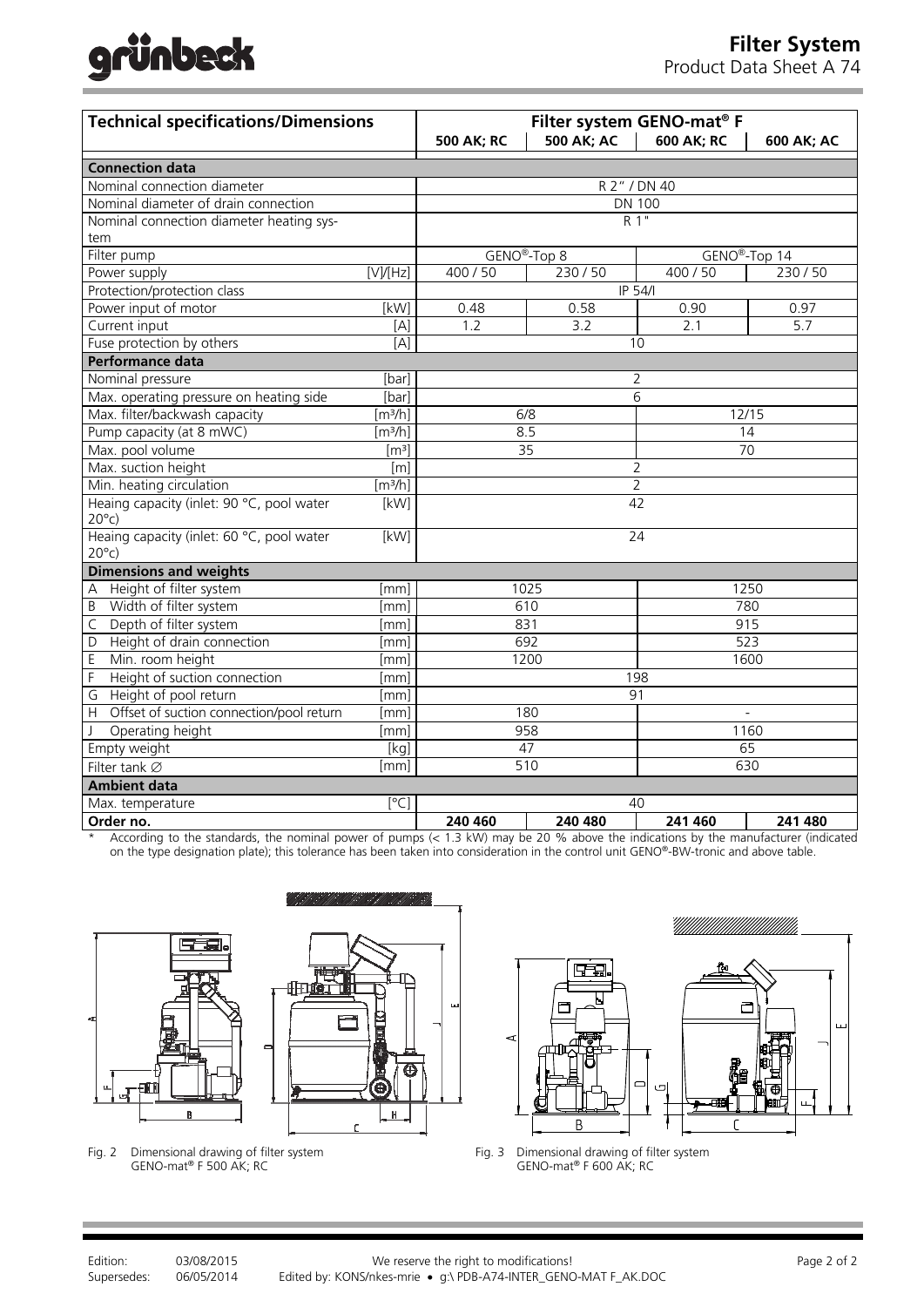# Filter System

Product Data Sheet A 74

| Technical specifications/Dimensions | | Filter system GENO-mat® F | | | |
|---|---|---|---|---|---|
| | | 500 AK; RC | 500 AK; AC | 600 AK; RC | 600 AK; AC |
| **Connection data** | | | | | |
| Nominal connection diameter | | R 2" / DN 40 | | | |
| Nominal diameter of drain connection | | DN 100 | | | |
| Nominal connection diameter heating system | | R 1" | | | |
| Filter pump | | GENO®-Top 8 | | GENO®-Top 14 | |
| Power supply | [V]/[Hz] | 400 / 50 | 230 / 50 | 400 / 50 | 230 / 50 |
| Protection/protection class | | IP 54/I | | | |
| Power input of motor | [kW] | 0.48 | 0.58 | 0.90 | 0.97 |
| Current input | [A] | 1.2 | 3.2 | 2.1 | 5.7 |
| Fuse protection by others | [A] | 10 | | | |
| **Performance data** | | | | | |
| Nominal pressure | [bar] | 2 | | | |
| Max. operating pressure on heating side | [bar] | 6 | | | |
| Max. filter/backwash capacity | [m³/h] | 6/8 | | 12/15 | |
| Pump capacity (at 8 mWC) | [m³/h] | 8.5 | | 14 | |
| Max. pool volume | [m³] | 35 | | 70 | |
| Max. suction height | [m] | 2 | | | |
| Min. heating circulation | [m³/h] | 2 | | | |
| Heaing capacity (inlet: 90 °C, pool water 20°c) | [kW] | 42 | | | |
| Heaing capacity (inlet: 60 °C, pool water 20°c) | [kW] | 24 | | | |
| **Dimensions and weights** | | | | | |
| A Height of filter system | [mm] | 1025 | | 1250 | |
| B Width of filter system | [mm] | 610 | | 780 | |
| C Depth of filter system | [mm] | 831 | | 915 | |
| D Height of drain connection | [mm] | 692 | | 523 | |
| E Min. room height | [mm] | 1200 | | 1600 | |
| F Height of suction connection | [mm] | 198 | | | |
| G Height of pool return | [mm] | 91 | | | |
| H Offset of suction connection/pool return | [mm] | 180 | | - | |
| J Operating height | [mm] | 958 | | 1160 | |
| Empty weight | [kg] | 47 | | 65 | |
| Filter tank ∅ | [mm] | 510 | | 630 | |
| **Ambient data** | | | | | |
| Max. temperature | [°C] | 40 | | | |
| **Order no.** | | **240 460** | **240 480** | **241 460** | **241 480** |

\* According to the standards, the nominal power of pumps (< 1.3 kW) may be 20 % above the indications by the manufacturer (indicated on the type designation plate); this tolerance has been taken into consideration in the control unit GENO®-BW-tronic and above table.

Fig. 2 Dimensional drawing of filter system GENO-mat® F 500 AK; RC

Fig. 3 Dimensional drawing of filter system GENO-mat® F 600 AK; RC

Edition: 03/08/2015 Supersedes: 06/05/2014

We reserve the right to modifications!

Edited by: KONS/nkes-mrie • g:\ PDB-A74-INTER_GENO-MAT F_AK.DOC